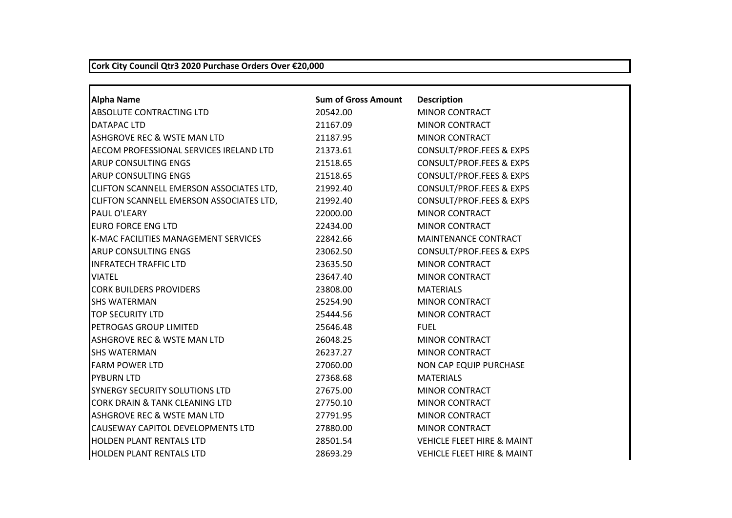**Cork City Council Qtr3 2020 Purchase Orders Over €20,000**

| Alpha Name | Sum of Gross Amount | Description |
|---|---|---|
| ABSOLUTE CONTRACTING LTD | 20542.00 | MINOR CONTRACT |
| DATAPAC LTD | 21167.09 | MINOR CONTRACT |
| ASHGROVE REC & WSTE MAN LTD | 21187.95 | MINOR CONTRACT |
| AECOM PROFESSIONAL SERVICES IRELAND LTD | 21373.61 | CONSULT/PROF.FEES & EXPS |
| ARUP CONSULTING ENGS | 21518.65 | CONSULT/PROF.FEES & EXPS |
| ARUP CONSULTING ENGS | 21518.65 | CONSULT/PROF.FEES & EXPS |
| CLIFTON SCANNELL EMERSON ASSOCIATES LTD, | 21992.40 | CONSULT/PROF.FEES & EXPS |
| CLIFTON SCANNELL EMERSON ASSOCIATES LTD, | 21992.40 | CONSULT/PROF.FEES & EXPS |
| PAUL O'LEARY | 22000.00 | MINOR CONTRACT |
| EURO FORCE ENG LTD | 22434.00 | MINOR CONTRACT |
| K-MAC FACILITIES MANAGEMENT SERVICES | 22842.66 | MAINTENANCE CONTRACT |
| ARUP CONSULTING ENGS | 23062.50 | CONSULT/PROF.FEES & EXPS |
| INFRATECH TRAFFIC LTD | 23635.50 | MINOR CONTRACT |
| VIATEL | 23647.40 | MINOR CONTRACT |
| CORK BUILDERS PROVIDERS | 23808.00 | MATERIALS |
| SHS WATERMAN | 25254.90 | MINOR CONTRACT |
| TOP SECURITY LTD | 25444.56 | MINOR CONTRACT |
| PETROGAS GROUP LIMITED | 25646.48 | FUEL |
| ASHGROVE REC & WSTE MAN LTD | 26048.25 | MINOR CONTRACT |
| SHS WATERMAN | 26237.27 | MINOR CONTRACT |
| FARM POWER LTD | 27060.00 | NON CAP EQUIP PURCHASE |
| PYBURN LTD | 27368.68 | MATERIALS |
| SYNERGY SECURITY SOLUTIONS LTD | 27675.00 | MINOR CONTRACT |
| CORK DRAIN & TANK CLEANING LTD | 27750.10 | MINOR CONTRACT |
| ASHGROVE REC & WSTE MAN LTD | 27791.95 | MINOR CONTRACT |
| CAUSEWAY CAPITOL DEVELOPMENTS LTD | 27880.00 | MINOR CONTRACT |
| HOLDEN PLANT RENTALS LTD | 28501.54 | VEHICLE FLEET HIRE & MAINT |
| HOLDEN PLANT RENTALS LTD | 28693.29 | VEHICLE FLEET HIRE & MAINT |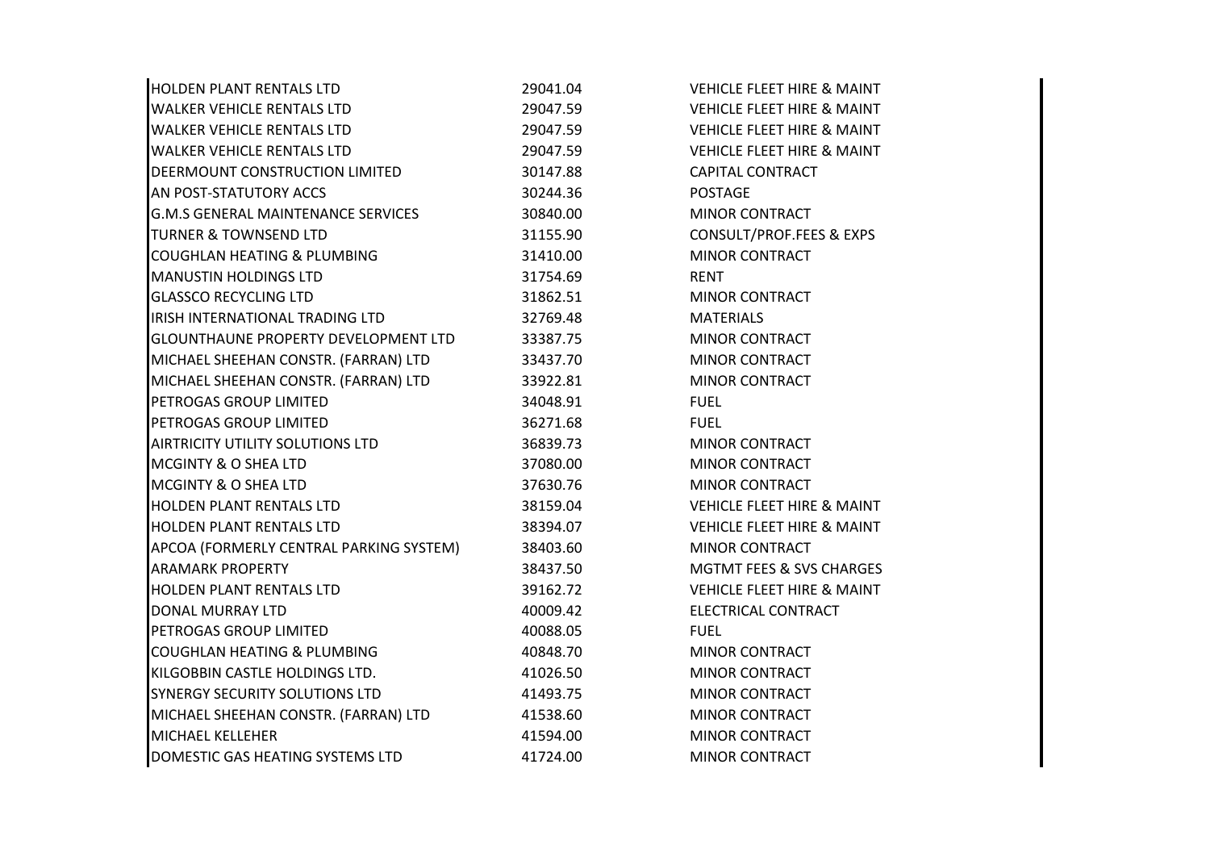| | | |
|---|---|---|
| HOLDEN PLANT RENTALS LTD | 29041.04 | VEHICLE FLEET HIRE & MAINT |
| WALKER VEHICLE RENTALS LTD | 29047.59 | VEHICLE FLEET HIRE & MAINT |
| WALKER VEHICLE RENTALS LTD | 29047.59 | VEHICLE FLEET HIRE & MAINT |
| WALKER VEHICLE RENTALS LTD | 29047.59 | VEHICLE FLEET HIRE & MAINT |
| DEERMOUNT CONSTRUCTION LIMITED | 30147.88 | CAPITAL CONTRACT |
| AN POST-STATUTORY ACCS | 30244.36 | POSTAGE |
| G.M.S GENERAL MAINTENANCE SERVICES | 30840.00 | MINOR CONTRACT |
| TURNER & TOWNSEND LTD | 31155.90 | CONSULT/PROF.FEES & EXPS |
| COUGHLAN HEATING & PLUMBING | 31410.00 | MINOR CONTRACT |
| MANUSTIN HOLDINGS LTD | 31754.69 | RENT |
| GLASSCO RECYCLING LTD | 31862.51 | MINOR CONTRACT |
| IRISH INTERNATIONAL TRADING LTD | 32769.48 | MATERIALS |
| GLOUNTHAUNE PROPERTY DEVELOPMENT LTD | 33387.75 | MINOR CONTRACT |
| MICHAEL SHEEHAN CONSTR. (FARRAN) LTD | 33437.70 | MINOR CONTRACT |
| MICHAEL SHEEHAN CONSTR. (FARRAN) LTD | 33922.81 | MINOR CONTRACT |
| PETROGAS GROUP LIMITED | 34048.91 | FUEL |
| PETROGAS GROUP LIMITED | 36271.68 | FUEL |
| AIRTRICITY UTILITY SOLUTIONS LTD | 36839.73 | MINOR CONTRACT |
| MCGINTY & O SHEA LTD | 37080.00 | MINOR CONTRACT |
| MCGINTY & O SHEA LTD | 37630.76 | MINOR CONTRACT |
| HOLDEN PLANT RENTALS LTD | 38159.04 | VEHICLE FLEET HIRE & MAINT |
| HOLDEN PLANT RENTALS LTD | 38394.07 | VEHICLE FLEET HIRE & MAINT |
| APCOA (FORMERLY CENTRAL PARKING SYSTEM) | 38403.60 | MINOR CONTRACT |
| ARAMARK PROPERTY | 38437.50 | MGTMT FEES & SVS CHARGES |
| HOLDEN PLANT RENTALS LTD | 39162.72 | VEHICLE FLEET HIRE & MAINT |
| DONAL MURRAY LTD | 40009.42 | ELECTRICAL CONTRACT |
| PETROGAS GROUP LIMITED | 40088.05 | FUEL |
| COUGHLAN HEATING & PLUMBING | 40848.70 | MINOR CONTRACT |
| KILGOBBIN CASTLE HOLDINGS LTD. | 41026.50 | MINOR CONTRACT |
| SYNERGY SECURITY SOLUTIONS LTD | 41493.75 | MINOR CONTRACT |
| MICHAEL SHEEHAN CONSTR. (FARRAN) LTD | 41538.60 | MINOR CONTRACT |
| MICHAEL KELLEHER | 41594.00 | MINOR CONTRACT |
| DOMESTIC GAS HEATING SYSTEMS LTD | 41724.00 | MINOR CONTRACT |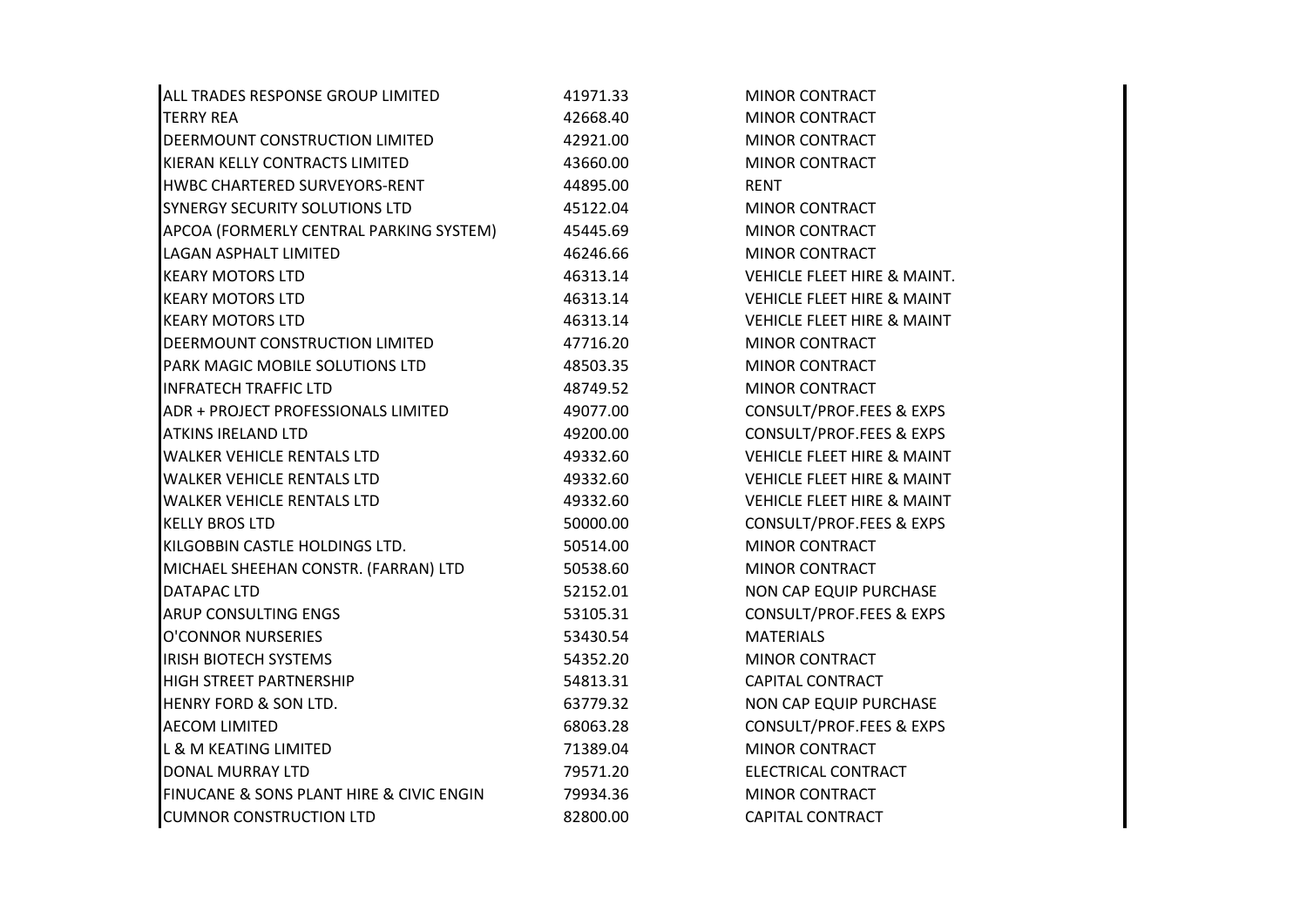| | | |
|---|---|---|
| ALL TRADES RESPONSE GROUP LIMITED | 41971.33 | MINOR CONTRACT |
| TERRY REA | 42668.40 | MINOR CONTRACT |
| DEERMOUNT CONSTRUCTION LIMITED | 42921.00 | MINOR CONTRACT |
| KIERAN KELLY CONTRACTS LIMITED | 43660.00 | MINOR CONTRACT |
| HWBC CHARTERED SURVEYORS-RENT | 44895.00 | RENT |
| SYNERGY SECURITY SOLUTIONS LTD | 45122.04 | MINOR CONTRACT |
| APCOA (FORMERLY CENTRAL PARKING SYSTEM) | 45445.69 | MINOR CONTRACT |
| LAGAN ASPHALT LIMITED | 46246.66 | MINOR CONTRACT |
| KEARY MOTORS LTD | 46313.14 | VEHICLE FLEET HIRE & MAINT. |
| KEARY MOTORS LTD | 46313.14 | VEHICLE FLEET HIRE & MAINT |
| KEARY MOTORS LTD | 46313.14 | VEHICLE FLEET HIRE & MAINT |
| DEERMOUNT CONSTRUCTION LIMITED | 47716.20 | MINOR CONTRACT |
| PARK MAGIC MOBILE SOLUTIONS LTD | 48503.35 | MINOR CONTRACT |
| INFRATECH TRAFFIC LTD | 48749.52 | MINOR CONTRACT |
| ADR + PROJECT PROFESSIONALS LIMITED | 49077.00 | CONSULT/PROF.FEES & EXPS |
| ATKINS IRELAND LTD | 49200.00 | CONSULT/PROF.FEES & EXPS |
| WALKER VEHICLE RENTALS LTD | 49332.60 | VEHICLE FLEET HIRE & MAINT |
| WALKER VEHICLE RENTALS LTD | 49332.60 | VEHICLE FLEET HIRE & MAINT |
| WALKER VEHICLE RENTALS LTD | 49332.60 | VEHICLE FLEET HIRE & MAINT |
| KELLY BROS LTD | 50000.00 | CONSULT/PROF.FEES & EXPS |
| KILGOBBIN CASTLE HOLDINGS LTD. | 50514.00 | MINOR CONTRACT |
| MICHAEL SHEEHAN CONSTR. (FARRAN) LTD | 50538.60 | MINOR CONTRACT |
| DATAPAC LTD | 52152.01 | NON CAP EQUIP PURCHASE |
| ARUP CONSULTING ENGS | 53105.31 | CONSULT/PROF.FEES & EXPS |
| O'CONNOR NURSERIES | 53430.54 | MATERIALS |
| IRISH BIOTECH SYSTEMS | 54352.20 | MINOR CONTRACT |
| HIGH STREET PARTNERSHIP | 54813.31 | CAPITAL CONTRACT |
| HENRY FORD & SON LTD. | 63779.32 | NON CAP EQUIP PURCHASE |
| AECOM LIMITED | 68063.28 | CONSULT/PROF.FEES & EXPS |
| L & M KEATING LIMITED | 71389.04 | MINOR CONTRACT |
| DONAL MURRAY LTD | 79571.20 | ELECTRICAL CONTRACT |
| FINUCANE & SONS PLANT HIRE & CIVIC ENGIN | 79934.36 | MINOR CONTRACT |
| CUMNOR CONSTRUCTION LTD | 82800.00 | CAPITAL CONTRACT |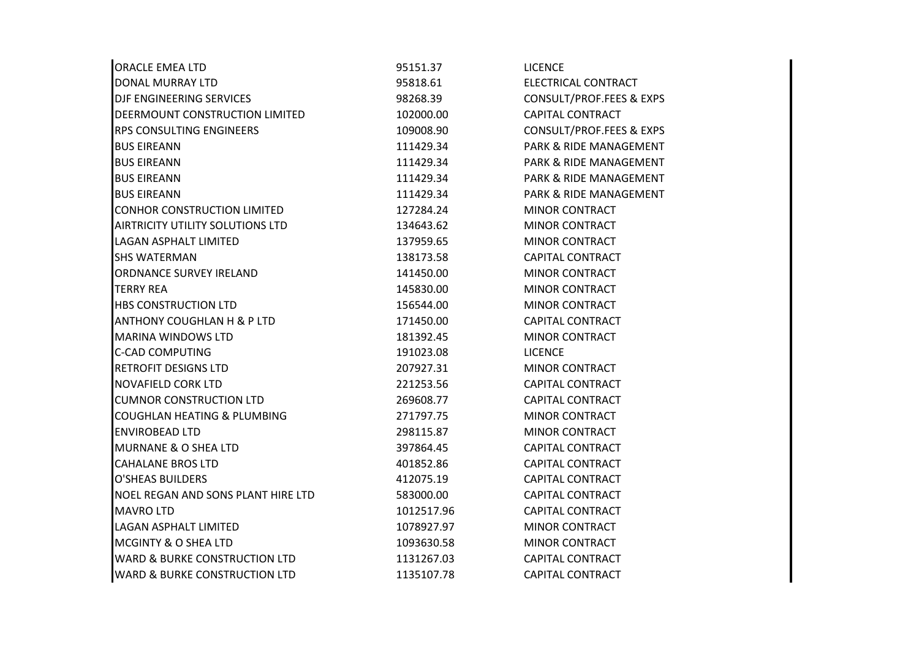| | | |
|---|---|---|
| ORACLE EMEA LTD | 95151.37 | LICENCE |
| DONAL MURRAY LTD | 95818.61 | ELECTRICAL CONTRACT |
| DJF ENGINEERING SERVICES | 98268.39 | CONSULT/PROF.FEES & EXPS |
| DEERMOUNT CONSTRUCTION LIMITED | 102000.00 | CAPITAL CONTRACT |
| RPS CONSULTING ENGINEERS | 109008.90 | CONSULT/PROF.FEES & EXPS |
| BUS EIREANN | 111429.34 | PARK & RIDE MANAGEMENT |
| BUS EIREANN | 111429.34 | PARK & RIDE MANAGEMENT |
| BUS EIREANN | 111429.34 | PARK & RIDE MANAGEMENT |
| BUS EIREANN | 111429.34 | PARK & RIDE MANAGEMENT |
| CONHOR CONSTRUCTION LIMITED | 127284.24 | MINOR CONTRACT |
| AIRTRICITY UTILITY SOLUTIONS LTD | 134643.62 | MINOR CONTRACT |
| LAGAN ASPHALT LIMITED | 137959.65 | MINOR CONTRACT |
| SHS WATERMAN | 138173.58 | CAPITAL CONTRACT |
| ORDNANCE SURVEY IRELAND | 141450.00 | MINOR CONTRACT |
| TERRY REA | 145830.00 | MINOR CONTRACT |
| HBS CONSTRUCTION LTD | 156544.00 | MINOR CONTRACT |
| ANTHONY COUGHLAN H & P LTD | 171450.00 | CAPITAL CONTRACT |
| MARINA WINDOWS LTD | 181392.45 | MINOR CONTRACT |
| C-CAD COMPUTING | 191023.08 | LICENCE |
| RETROFIT DESIGNS LTD | 207927.31 | MINOR CONTRACT |
| NOVAFIELD CORK LTD | 221253.56 | CAPITAL CONTRACT |
| CUMNOR CONSTRUCTION LTD | 269608.77 | CAPITAL CONTRACT |
| COUGHLAN HEATING & PLUMBING | 271797.75 | MINOR CONTRACT |
| ENVIROBEAD LTD | 298115.87 | MINOR CONTRACT |
| MURNANE & O SHEA LTD | 397864.45 | CAPITAL CONTRACT |
| CAHALANE BROS LTD | 401852.86 | CAPITAL CONTRACT |
| O'SHEAS BUILDERS | 412075.19 | CAPITAL CONTRACT |
| NOEL REGAN AND SONS PLANT HIRE LTD | 583000.00 | CAPITAL CONTRACT |
| MAVRO LTD | 1012517.96 | CAPITAL CONTRACT |
| LAGAN ASPHALT LIMITED | 1078927.97 | MINOR CONTRACT |
| MCGINTY & O SHEA LTD | 1093630.58 | MINOR CONTRACT |
| WARD & BURKE CONSTRUCTION LTD | 1131267.03 | CAPITAL CONTRACT |
| WARD & BURKE CONSTRUCTION LTD | 1135107.78 | CAPITAL CONTRACT |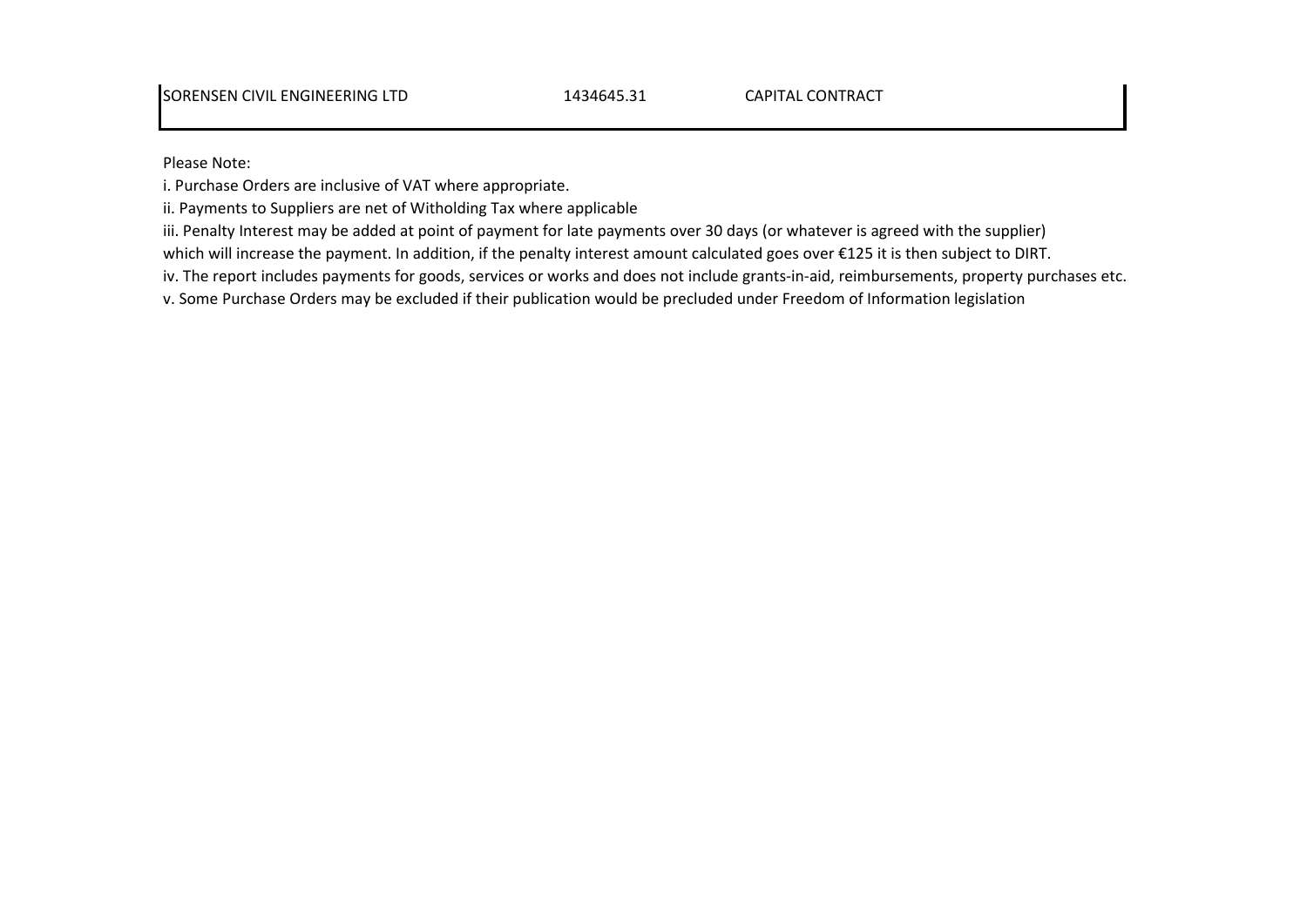| | | |
|---|---|---|
| SORENSEN CIVIL ENGINEERING LTD | 1434645.31 | CAPITAL CONTRACT |

Please Note:

i. Purchase Orders are inclusive of VAT where appropriate.

ii. Payments to Suppliers are net of Witholding Tax where applicable

iii. Penalty Interest may be added at point of payment for late payments over 30 days (or whatever is agreed with the supplier) which will increase the payment. In addition, if the penalty interest amount calculated goes over €125 it is then subject to DIRT.

iv. The report includes payments for goods, services or works and does not include grants-in-aid, reimbursements, property purchases etc.

v. Some Purchase Orders may be excluded if their publication would be precluded under Freedom of Information legislation